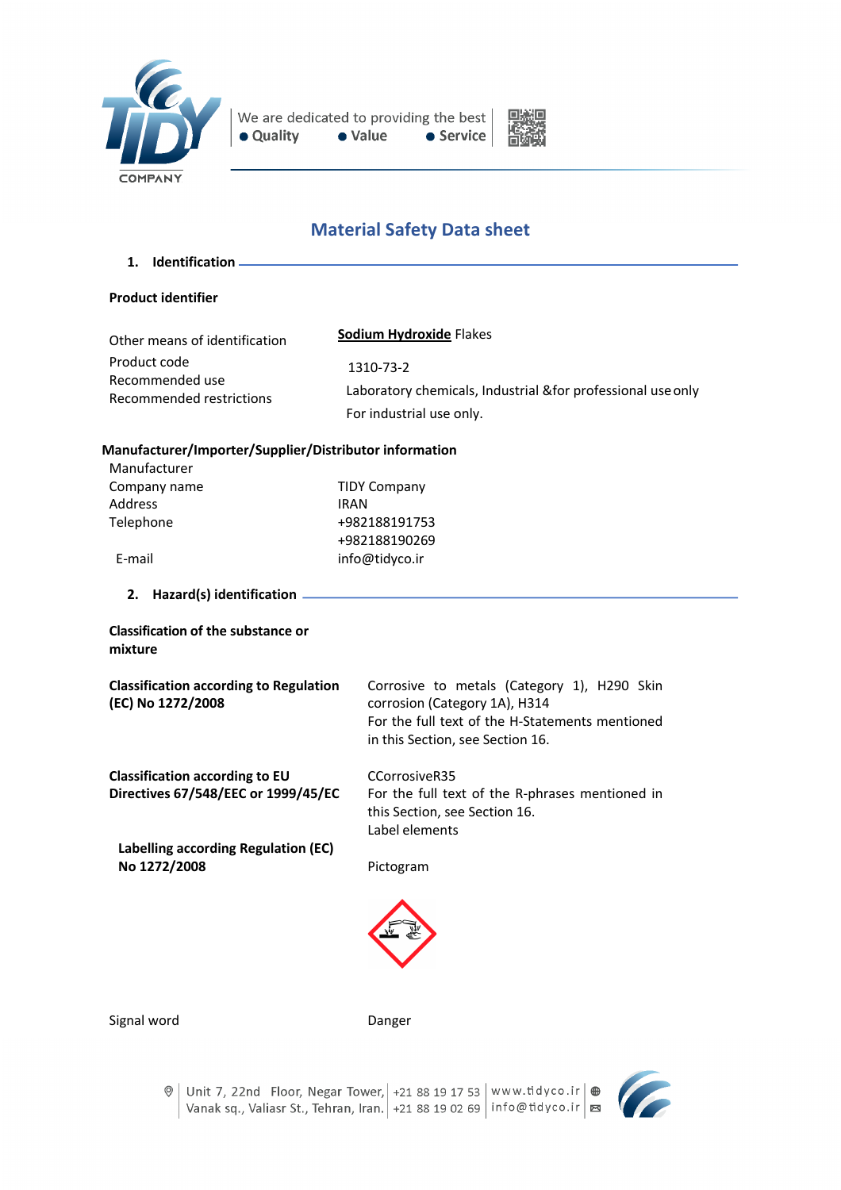# Material Safety Data sheet

## 1. Identification

**Product identifier**

| | |
|---|---|
| Other means of identification | **Sodium Hydroxide** Flakes |
| Product code | 1310-73-2 |
| Recommended use | Laboratory chemicals, Industrial &for professional use only |
| Recommended restrictions | For industrial use only. |

**Manufacturer/Importer/Supplier/Distributor information**

| | |
|---|---|
| Manufacturer | |
| Company name | TIDY Company |
| Address | IRAN |
| Telephone | +982188191753<br>+982188190269 |
| E-mail | info@tidyco.ir |

## 2. Hazard(s) identification

**Classification of the substance or mixture**

| | |
|---|---|
| **Classification according to Regulation (EC) No 1272/2008** | Corrosive to metals (Category 1), H290 Skin corrosion (Category 1A), H314<br>For the full text of the H-Statements mentioned in this Section, see Section 16. |
| **Classification according to EU Directives 67/548/EEC or 1999/45/EC** | CCorrosiveR35<br>For the full text of the R-phrases mentioned in this Section, see Section 16.<br>Label elements |
| **Labelling according Regulation (EC) No 1272/2008** | Pictogram |
| Signal word | Danger |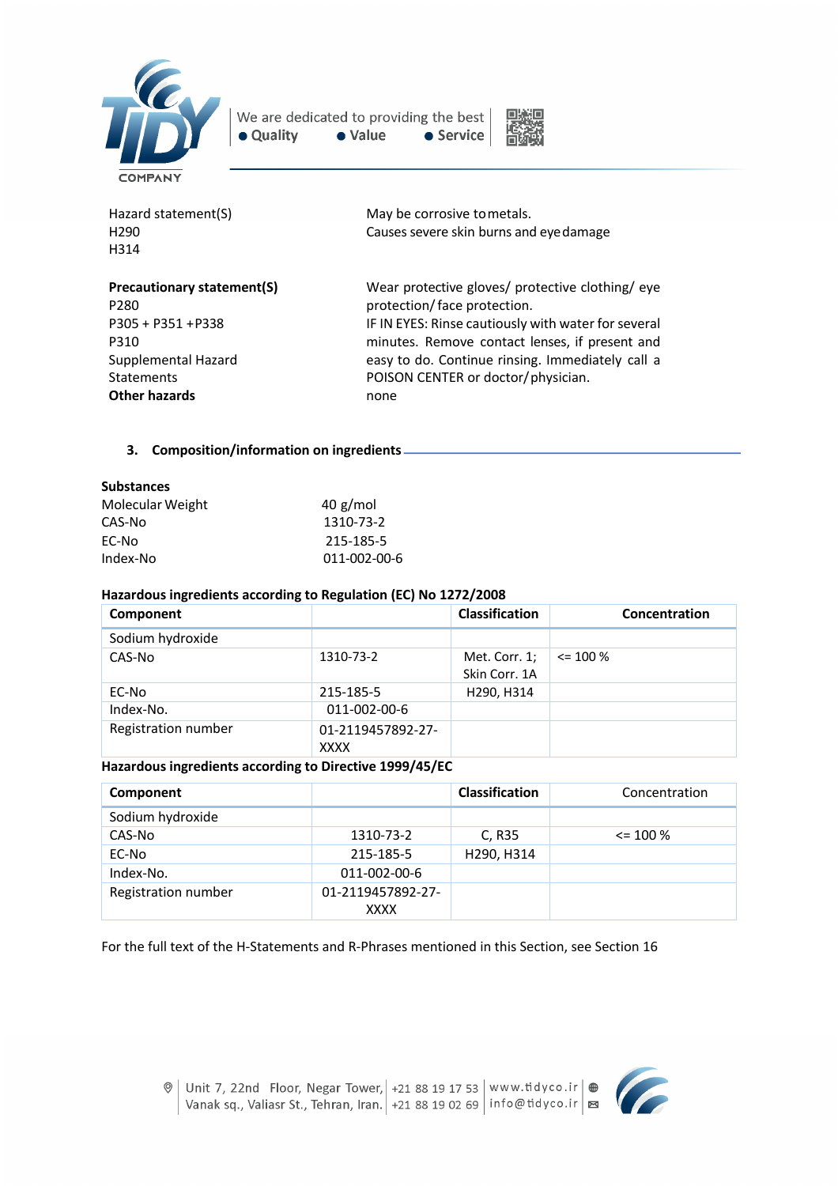| | |
|---|---|
| Hazard statement(S)<br>H290<br>H314 | May be corrosive to metals.<br>Causes severe skin burns and eye damage |
| **Precautionary statement(S)**<br>P280<br>P305 + P351 + P338<br>P310<br>Supplemental Hazard Statements<br>**Other hazards** | Wear protective gloves/ protective clothing/ eye protection/ face protection.<br>IF IN EYES: Rinse cautiously with water for several minutes. Remove contact lenses, if present and easy to do. Continue rinsing. Immediately call a POISON CENTER or doctor/ physician.<br>none |

## 3. Composition/information on ingredients

**Substances**

| | |
|---|---|
| Molecular Weight | 40 g/mol |
| CAS-No | 1310-73-2 |
| EC-No | 215-185-5 |
| Index-No | 011-002-00-6 |

**Hazardous ingredients according to Regulation (EC) No 1272/2008**

| Component | | Classification | Concentration |
|---|---|---|---|
| Sodium hydroxide | | | |
| CAS-No | 1310-73-2 | Met. Corr. 1; Skin Corr. 1A | <= 100 % |
| EC-No | 215-185-5 | H290, H314 | |
| Index-No. | 011-002-00-6 | | |
| Registration number | 01-2119457892-27-XXXX | | |

**Hazardous ingredients according to Directive 1999/45/EC**

| Component | | Classification | Concentration |
|---|---|---|---|
| Sodium hydroxide | | | |
| CAS-No | 1310-73-2 | C, R35 | <= 100 % |
| EC-No | 215-185-5 | H290, H314 | |
| Index-No. | 011-002-00-6 | | |
| Registration number | 01-2119457892-27-XXXX | | |

For the full text of the H-Statements and R-Phrases mentioned in this Section, see Section 16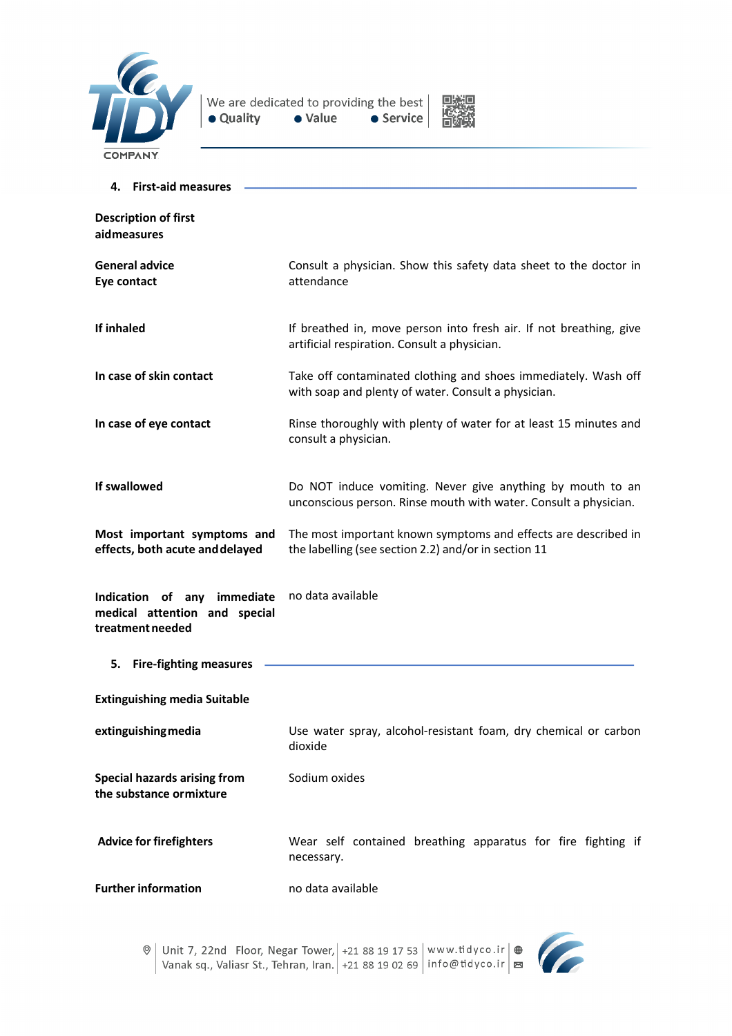## 4. First-aid measures

| | |
|---|---|
| **Description of first aidmeasures** | |
| **General advice**<br>**Eye contact** | Consult a physician. Show this safety data sheet to the doctor in attendance |
| **If inhaled** | If breathed in, move person into fresh air. If not breathing, give artificial respiration. Consult a physician. |
| **In case of skin contact** | Take off contaminated clothing and shoes immediately. Wash off with soap and plenty of water. Consult a physician. |
| **In case of eye contact** | Rinse thoroughly with plenty of water for at least 15 minutes and consult a physician. |
| **If swallowed** | Do NOT induce vomiting. Never give anything by mouth to an unconscious person. Rinse mouth with water. Consult a physician. |
| **Most important symptoms and effects, both acute anddelayed** | The most important known symptoms and effects are described in the labelling (see section 2.2) and/or in section 11 |
| **Indication of any immediate medical attention and special treatmentneeded** | no data available |

## 5. Fire-fighting measures

| | |
|---|---|
| **Extinguishing media Suitable** | |
| **extinguishingmedia** | Use water spray, alcohol-resistant foam, dry chemical or carbon dioxide |
| **Special hazards arising from the substance ormixture** | Sodium oxides |
| **Advice for firefighters** | Wear self contained breathing apparatus for fire fighting if necessary. |
| **Further information** | no data available |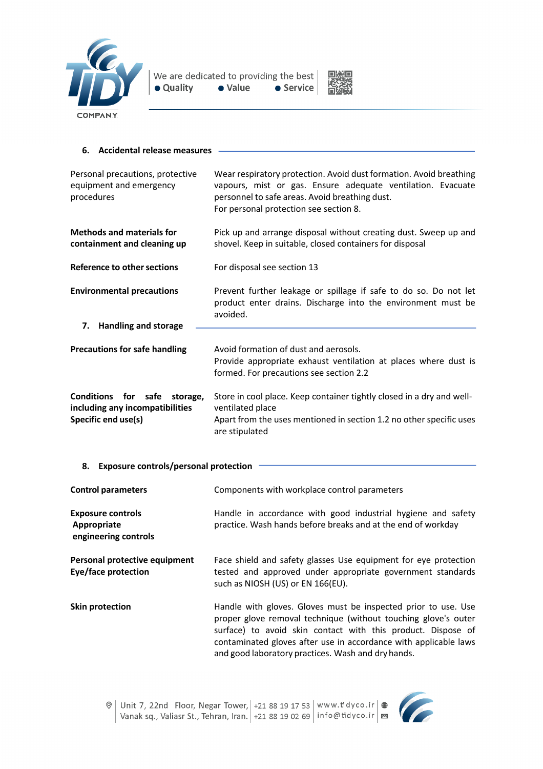## 6. Accidental release measures

| | |
|---|---|
| Personal precautions, protective equipment and emergency procedures | Wear respiratory protection. Avoid dust formation. Avoid breathing vapours, mist or gas. Ensure adequate ventilation. Evacuate personnel to safe areas. Avoid breathing dust. For personal protection see section 8. |
| **Methods and materials for containment and cleaning up** | Pick up and arrange disposal without creating dust. Sweep up and shovel. Keep in suitable, closed containers for disposal |
| **Reference to other sections** | For disposal see section 13 |
| **Environmental precautions** | Prevent further leakage or spillage if safe to do so. Do not let product enter drains. Discharge into the environment must be avoided. |

## 7. Handling and storage

| | |
|---|---|
| **Precautions for safe handling** | Avoid formation of dust and aerosols. Provide appropriate exhaust ventilation at places where dust is formed. For precautions see section 2.2 |
| **Conditions for safe storage, including any incompatibilities** | Store in cool place. Keep container tightly closed in a dry and well-ventilated place |
| **Specific end use(s)** | Apart from the uses mentioned in section 1.2 no other specific uses are stipulated |

## 8. Exposure controls/personal protection

| | |
|---|---|
| **Control parameters** | Components with workplace control parameters |
| **Exposure controls Appropriate engineering controls** | Handle in accordance with good industrial hygiene and safety practice. Wash hands before breaks and at the end of workday |
| **Personal protective equipment Eye/face protection** | Face shield and safety glasses Use equipment for eye protection tested and approved under appropriate government standards such as NIOSH (US) or EN 166(EU). |
| **Skin protection** | Handle with gloves. Gloves must be inspected prior to use. Use proper glove removal technique (without touching glove's outer surface) to avoid skin contact with this product. Dispose of contaminated gloves after use in accordance with applicable laws and good laboratory practices. Wash and dry hands. |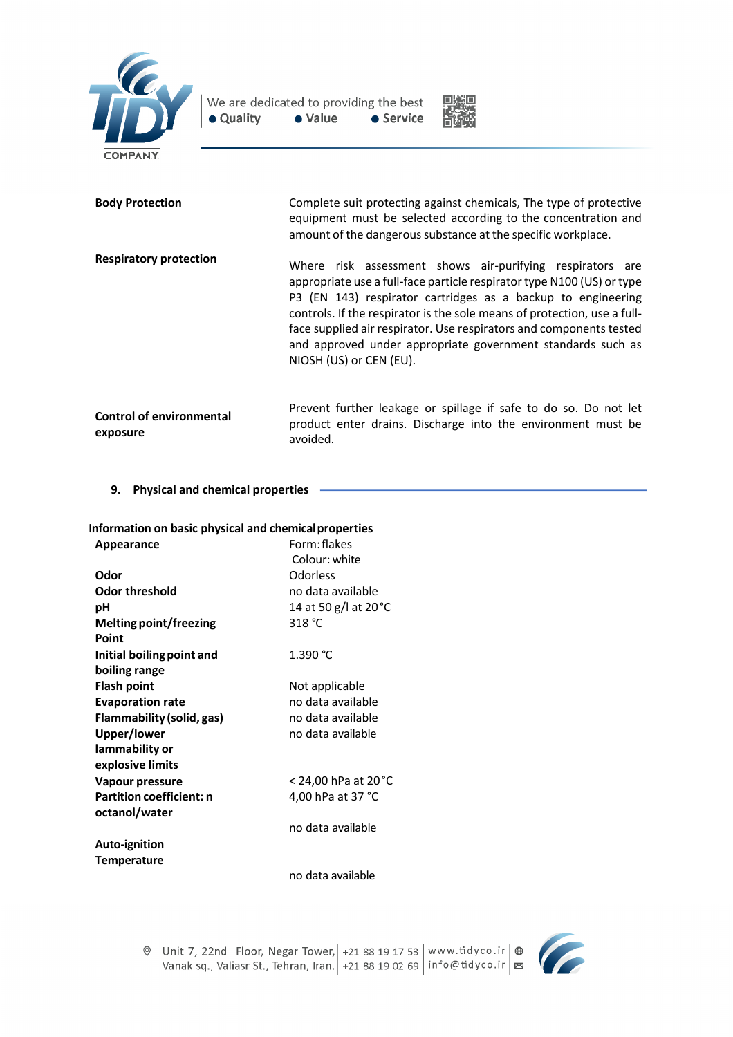| | |
|---|---|
| **Body Protection** | Complete suit protecting against chemicals, The type of protective equipment must be selected according to the concentration and amount of the dangerous substance at the specific workplace. |
| **Respiratory protection** | Where risk assessment shows air-purifying respirators are appropriate use a full-face particle respirator type N100 (US) or type P3 (EN 143) respirator cartridges as a backup to engineering controls. If the respirator is the sole means of protection, use a full-face supplied air respirator. Use respirators and components tested and approved under appropriate government standards such as NIOSH (US) or CEN (EU). |
| **Control of environmental exposure** | Prevent further leakage or spillage if safe to do so. Do not let product enter drains. Discharge into the environment must be avoided. |

## 9. Physical and chemical properties

**Information on basic physical and chemical properties**

| | |
|---|---|
| **Appearance** | Form: flakes<br>Colour: white |
| **Odor** | Odorless |
| **Odor threshold** | no data available |
| **pH** | 14 at 50 g/l at 20 °C |
| **Melting point/freezing Point** | 318 °C |
| **Initial boiling point and boiling range** | 1.390 °C |
| **Flash point** | Not applicable |
| **Evaporation rate** | no data available |
| **Flammability (solid, gas)** | no data available |
| **Upper/lower lammability or explosive limits** | no data available |
| **Vapour pressure** | < 24,00 hPa at 20 °C<br>4,00 hPa at 37 °C |
| **Partition coefficient: n octanol/water** | no data available |
| **Auto-ignition Temperature** | no data available |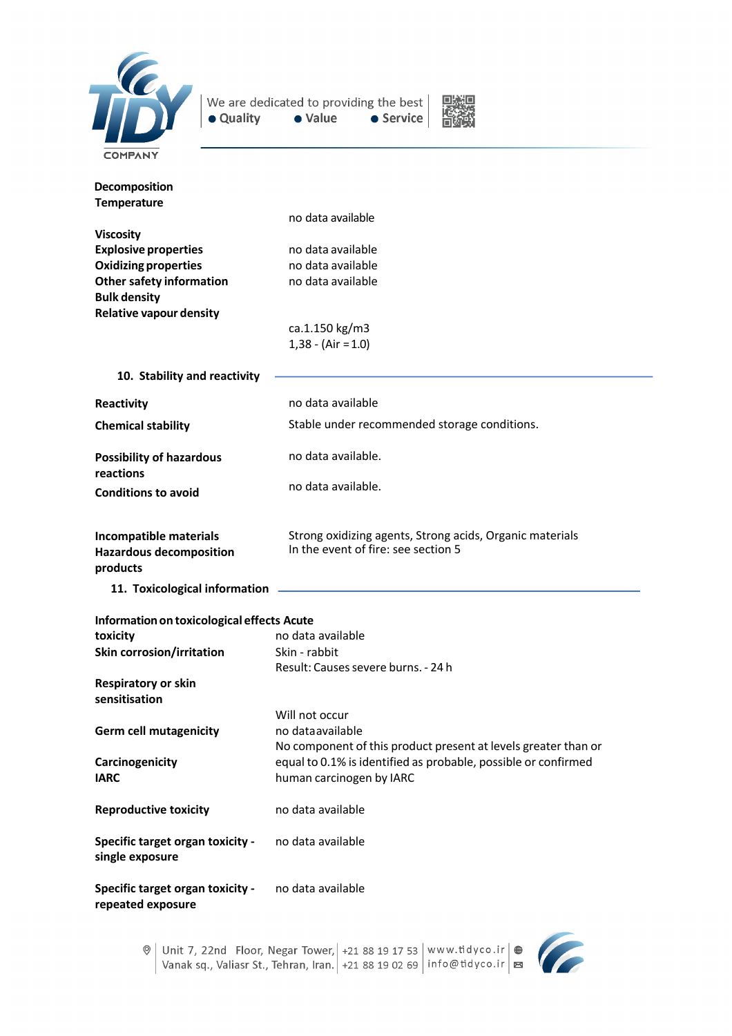**Decomposition Temperature** no data available

**Viscosity**

**Explosive properties** no data available

**Oxidizing properties** no data available

**Other safety information** no data available

**Bulk density** ca.1.150 kg/m3

**Relative vapour density** 1,38 - (Air = 1.0)

## 10. Stability and reactivity

| | |
|---|---|
| **Reactivity** | no data available |
| **Chemical stability** | Stable under recommended storage conditions. |
| **Possibility of hazardous reactions** | no data available. |
| **Conditions to avoid** | no data available. |
| **Incompatible materials** | Strong oxidizing agents, Strong acids, Organic materials |
| **Hazardous decomposition products** | In the event of fire: see section 5 |

## 11. Toxicological information

**Information on toxicological effects**

| | |
|---|---|
| **Acute toxicity** | no data available |
| **Skin corrosion/irritation** | Skin - rabbit<br>Result: Causes severe burns. - 24 h |
| **Respiratory or skin sensitisation** | Will not occur |
| **Germ cell mutagenicity** | no data available |
| **Carcinogenicity IARC** | No component of this product present at levels greater than or equal to 0.1% is identified as probable, possible or confirmed human carcinogen by IARC |
| **Reproductive toxicity** | no data available |
| **Specific target organ toxicity - single exposure** | no data available |
| **Specific target organ toxicity - repeated exposure** | no data available |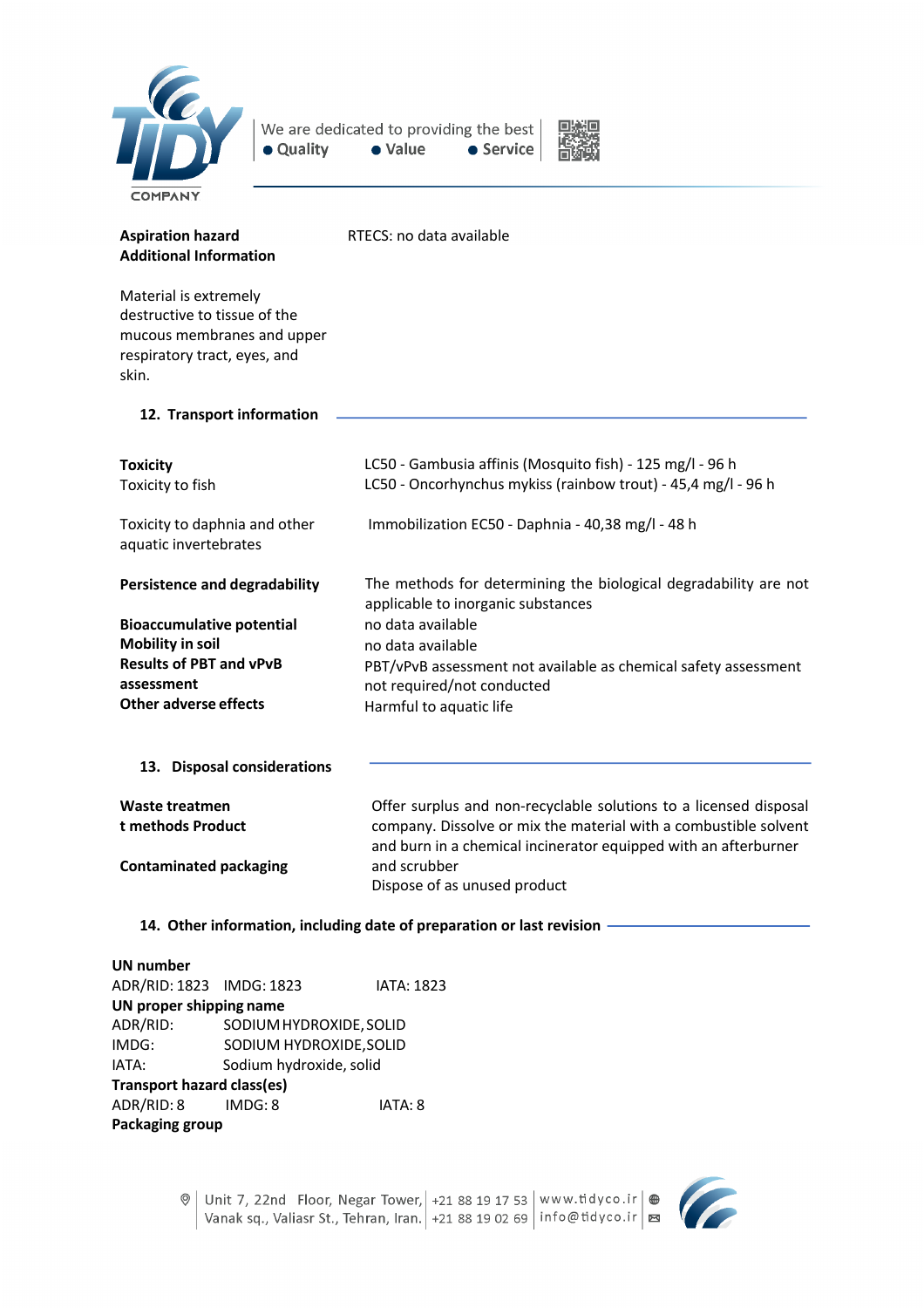**Aspiration hazard**
**Additional Information**

RTECS: no data available

Material is extremely destructive to tissue of the mucous membranes and upper respiratory tract, eyes, and skin.

## 12. Transport information

**Toxicity**
Toxicity to fish

LC50 - Gambusia affinis (Mosquito fish) - 125 mg/l - 96 h
LC50 - Oncorhynchus mykiss (rainbow trout) - 45,4 mg/l - 96 h

Toxicity to daphnia and other aquatic invertebrates

Immobilization EC50 - Daphnia - 40,38 mg/l - 48 h

**Persistence and degradability**

The methods for determining the biological degradability are not applicable to inorganic substances

**Bioaccumulative potential**
no data available

**Mobility in soil**
no data available

**Results of PBT and vPvB assessment**
PBT/vPvB assessment not available as chemical safety assessment not required/not conducted

**Other adverse effects**
Harmful to aquatic life

## 13. Disposal considerations

**Waste treatmen t methods Product**

Offer surplus and non-recyclable solutions to a licensed disposal company. Dissolve or mix the material with a combustible solvent and burn in a chemical incinerator equipped with an afterburner and scrubber

**Contaminated packaging**

Dispose of as unused product

## 14. Other information, including date of preparation or last revision

**UN number**
ADR/RID: 1823 IMDG: 1823 IATA: 1823

**UN proper shipping name**
ADR/RID: SODIUM HYDROXIDE, SOLID
IMDG: SODIUM HYDROXIDE,SOLID
IATA: Sodium hydroxide, solid

**Transport hazard class(es)**
ADR/RID: 8 IMDG: 8 IATA: 8

**Packaging group**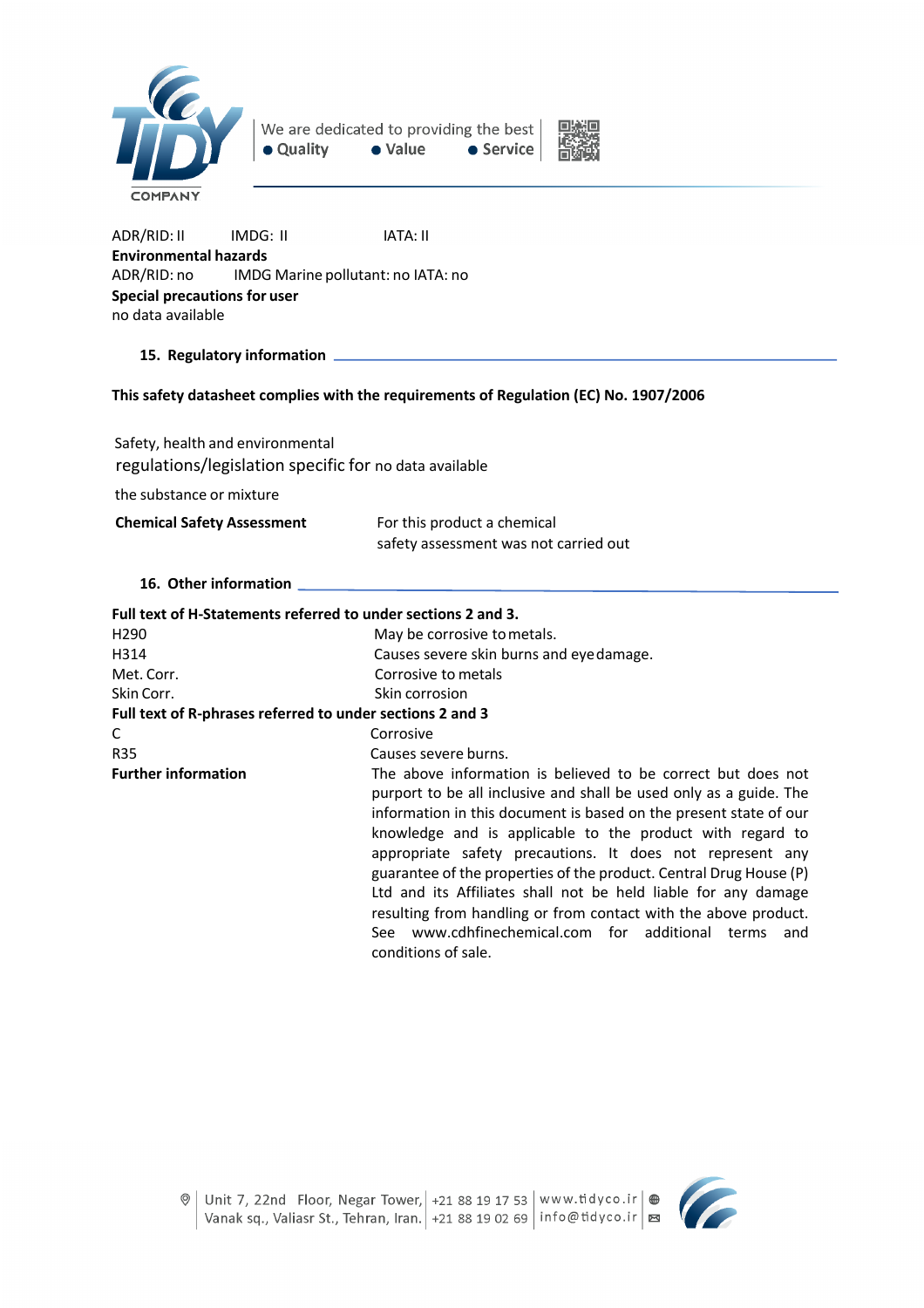ADR/RID: II IMDG: II IATA: II

**Environmental hazards**

ADR/RID: no IMDG Marine pollutant: no IATA: no

**Special precautions for user**

no data available

## 15. Regulatory information

**This safety datasheet complies with the requirements of Regulation (EC) No. 1907/2006**

Safety, health and environmental regulations/legislation specific for the substance or mixture: no data available

**Chemical Safety Assessment** For this product a chemical safety assessment was not carried out

## 16. Other information

**Full text of H-Statements referred to under sections 2 and 3.**

| | |
|---|---|
| H290 | May be corrosive to metals. |
| H314 | Causes severe skin burns and eye damage. |
| Met. Corr. | Corrosive to metals |
| Skin Corr. | Skin corrosion |

**Full text of R-phrases referred to under sections 2 and 3**

| | |
|---|---|
| C | Corrosive |
| R35 | Causes severe burns. |

**Further information**

The above information is believed to be correct but does not purport to be all inclusive and shall be used only as a guide. The information in this document is based on the present state of our knowledge and is applicable to the product with regard to appropriate safety precautions. It does not represent any guarantee of the properties of the product. Central Drug House (P) Ltd and its Affiliates shall not be held liable for any damage resulting from handling or from contact with the above product. See www.cdhfinechemical.com for additional terms and conditions of sale.